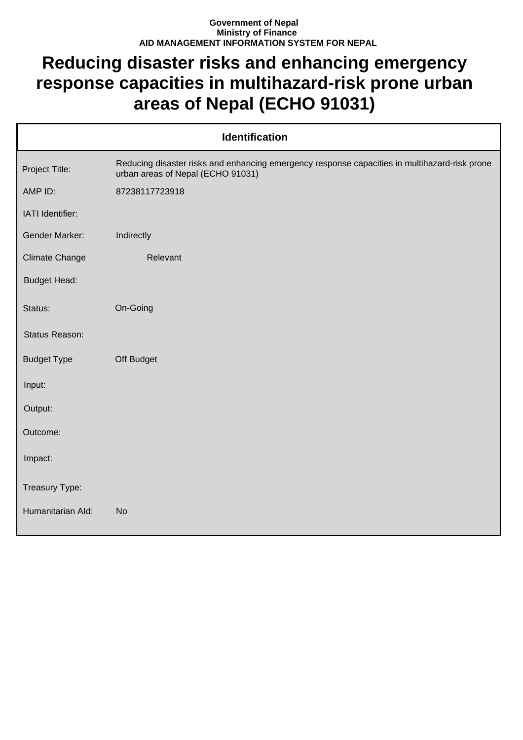**Government of Nepal**
**Ministry of Finance**
**AID MANAGEMENT INFORMATION SYSTEM FOR NEPAL**

# Reducing disaster risks and enhancing emergency response capacities in multihazard-risk prone urban areas of Nepal (ECHO 91031)

| Identification | |
|---|---|
| Project Title: | Reducing disaster risks and enhancing emergency response capacities in multihazard-risk prone urban areas of Nepal (ECHO 91031) |
| AMP ID: | 87238117723918 |
| IATI Identifier: | |
| Gender Marker: | Indirectly |
| Climate Change | Relevant |
| Budget Head: | |
| Status: | On-Going |
| Status Reason: | |
| Budget Type | Off Budget |
| Input: | |
| Output: | |
| Outcome: | |
| Impact: | |
| Treasury Type: | |
| Humanitarian AId: | No |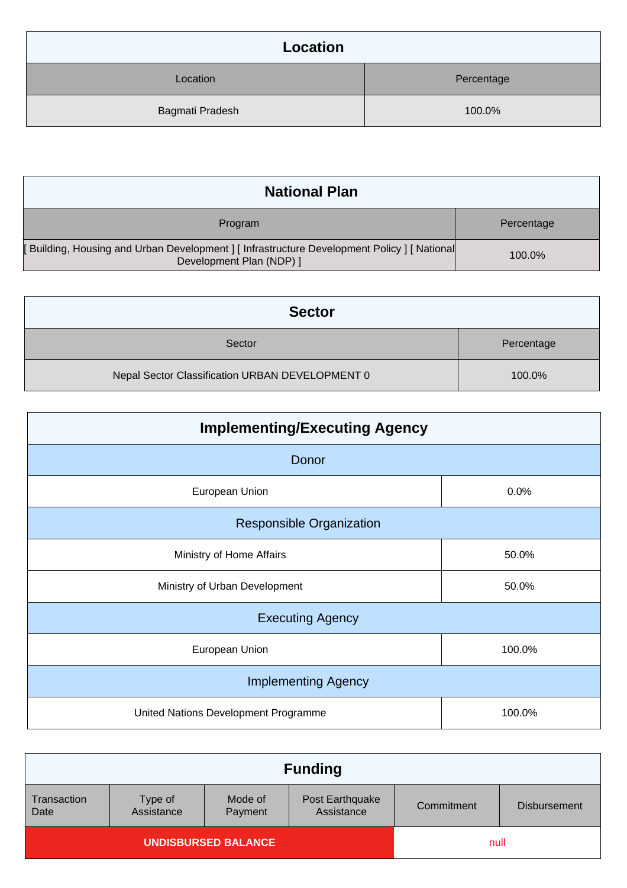## Location

| Location | Percentage |
| --- | --- |
| Bagmati Pradesh | 100.0% |

## National Plan

| Program | Percentage |
| --- | --- |
| [ Building, Housing and Urban Development ] [ Infrastructure Development Policy ] [ National Development Plan (NDP) ] | 100.0% |

## Sector

| Sector | Percentage |
| --- | --- |
| Nepal Sector Classification URBAN DEVELOPMENT 0 | 100.0% |

## Implementing/Executing Agency

| Donor | |
| --- | --- |
| European Union | 0.0% |
| **Responsible Organization** | |
| Ministry of Home Affairs | 50.0% |
| Ministry of Urban Development | 50.0% |
| **Executing Agency** | |
| European Union | 100.0% |
| **Implementing Agency** | |
| United Nations Development Programme | 100.0% |

## Funding

| Transaction Date | Type of Assistance | Mode of Payment | Post Earthquake Assistance | Commitment | Disbursement |
| --- | --- | --- | --- | --- | --- |
| **UNDISBURSED BALANCE** | | | | null | |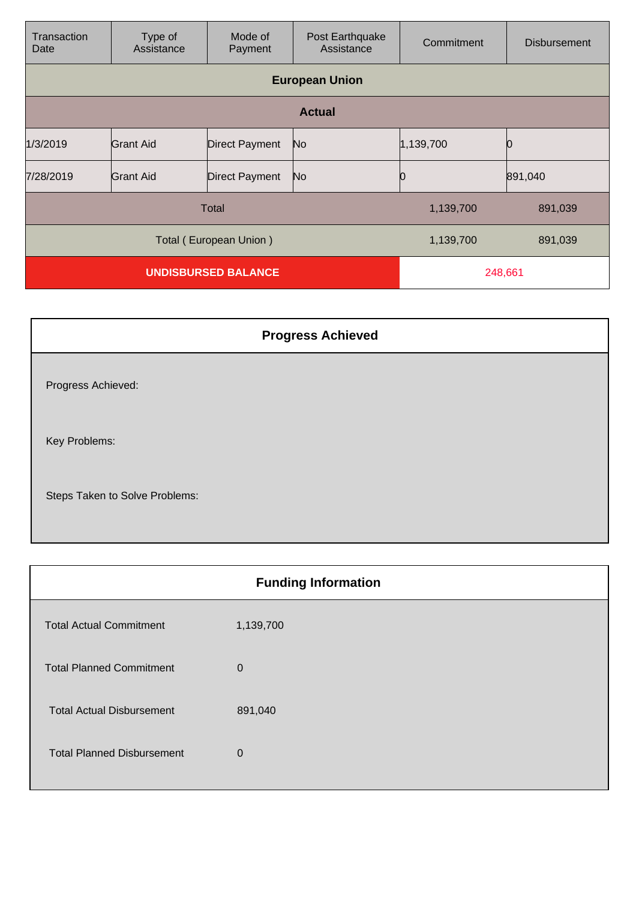| Transaction Date | Type of Assistance | Mode of Payment | Post Earthquake Assistance | Commitment | Disbursement |
|---|---|---|---|---|---|
| **European Union** | | | | | |
| **Actual** | | | | | |
| 1/3/2019 | Grant Aid | Direct Payment | No | 1,139,700 | 0 |
| 7/28/2019 | Grant Aid | Direct Payment | No | 0 | 891,040 |
| Total | | | | 1,139,700 | 891,039 |
| Total ( European Union ) | | | | 1,139,700 | 891,039 |
| **UNDISBURSED BALANCE** | | | | 248,661 | |

## Progress Achieved

Progress Achieved:

Key Problems:

Steps Taken to Solve Problems:

## Funding Information

| | |
|---|---|
| Total Actual Commitment | 1,139,700 |
| Total Planned Commitment | 0 |
| Total Actual Disbursement | 891,040 |
| Total Planned Disbursement | 0 |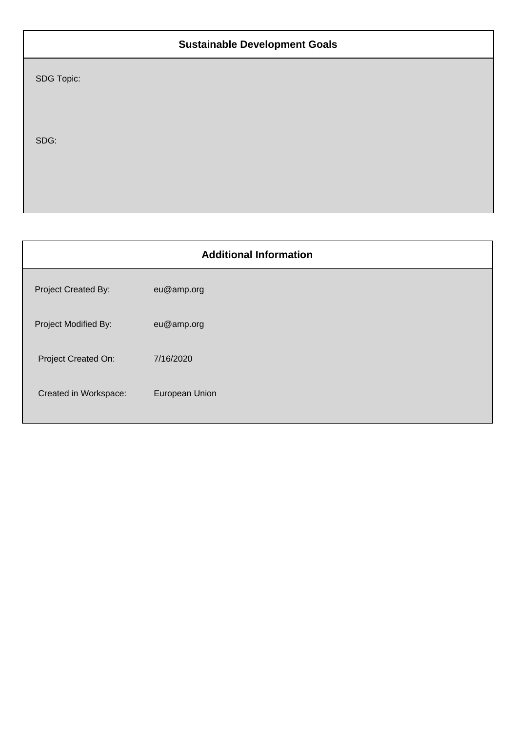## Sustainable Development Goals

SDG Topic:

SDG:

## Additional Information

| | |
|---|---|
| Project Created By: | eu@amp.org |
| Project Modified By: | eu@amp.org |
| Project Created On: | 7/16/2020 |
| Created in Workspace: | European Union |